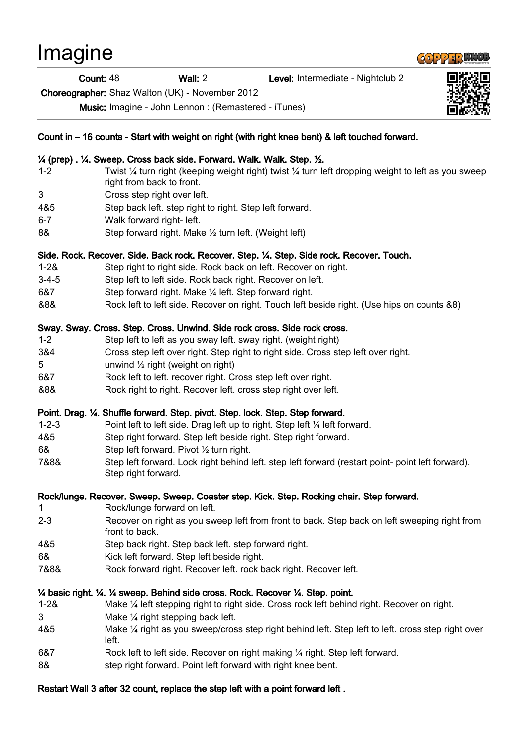# Imagine

**Count:** 48 **Wall:** 2 **Level:** Intermediate - Nightclub 2

**Choreographer:** Shaz Walton (UK) - November 2012

**Music:** Imagine - John Lennon : (Remastered - iTunes)

**Count in – 16 counts - Start with weight on right (with right knee bent) & left touched forward.**

**¼ (prep) . ¼. Sweep. Cross back side. Forward. Walk. Walk. Step. ½.**

| | |
|---|---|
| 1-2 | Twist ¼ turn right (keeping weight right) twist ¼ turn left dropping weight to left as you sweep right from back to front. |
| 3 | Cross step right over left. |
| 4&5 | Step back left. step right to right. Step left forward. |
| 6-7 | Walk forward right- left. |
| 8& | Step forward right. Make ½ turn left. (Weight left) |

**Side. Rock. Recover. Side. Back rock. Recover. Step. ¼. Step. Side rock. Recover. Touch.**

| | |
|---|---|
| 1-2& | Step right to right side. Rock back on left. Recover on right. |
| 3-4-5 | Step left to left side. Rock back right. Recover on left. |
| 6&7 | Step forward right. Make ¼ left. Step forward right. |
| &8& | Rock left to left side. Recover on right. Touch left beside right. (Use hips on counts &8) |

**Sway. Sway. Cross. Step. Cross. Unwind. Side rock cross. Side rock cross.**

| | |
|---|---|
| 1-2 | Step left to left as you sway left. sway right. (weight right) |
| 3&4 | Cross step left over right. Step right to right side. Cross step left over right. |
| 5 | unwind ½ right (weight on right) |
| 6&7 | Rock left to left. recover right. Cross step left over right. |
| &8& | Rock right to right. Recover left. cross step right over left. |

**Point. Drag. ¼. Shuffle forward. Step. pivot. Step. lock. Step. Step forward.**

| | |
|---|---|
| 1-2-3 | Point left to left side. Drag left up to right. Step left ¼ left forward. |
| 4&5 | Step right forward. Step left beside right. Step right forward. |
| 6& | Step left forward. Pivot ½ turn right. |
| 7&8& | Step left forward. Lock right behind left. step left forward (restart point- point left forward). Step right forward. |

**Rock/lunge. Recover. Sweep. Sweep. Coaster step. Kick. Step. Rocking chair. Step forward.**

| | |
|---|---|
| 1 | Rock/lunge forward on left. |
| 2-3 | Recover on right as you sweep left from front to back. Step back on left sweeping right from front to back. |
| 4&5 | Step back right. Step back left. step forward right. |
| 6& | Kick left forward. Step left beside right. |
| 7&8& | Rock forward right. Recover left. rock back right. Recover left. |

**¼ basic right. ¼. ¼ sweep. Behind side cross. Rock. Recover ¼. Step. point.**

| | |
|---|---|
| 1-2& | Make ¼ left stepping right to right side. Cross rock left behind right. Recover on right. |
| 3 | Make ¼ right stepping back left. |
| 4&5 | Make ¼ right as you sweep/cross step right behind left. Step left to left. cross step right over left. |
| 6&7 | Rock left to left side. Recover on right making ¼ right. Step left forward. |
| 8& | step right forward. Point left forward with right knee bent. |

**Restart Wall 3 after 32 count, replace the step left with a point forward left .**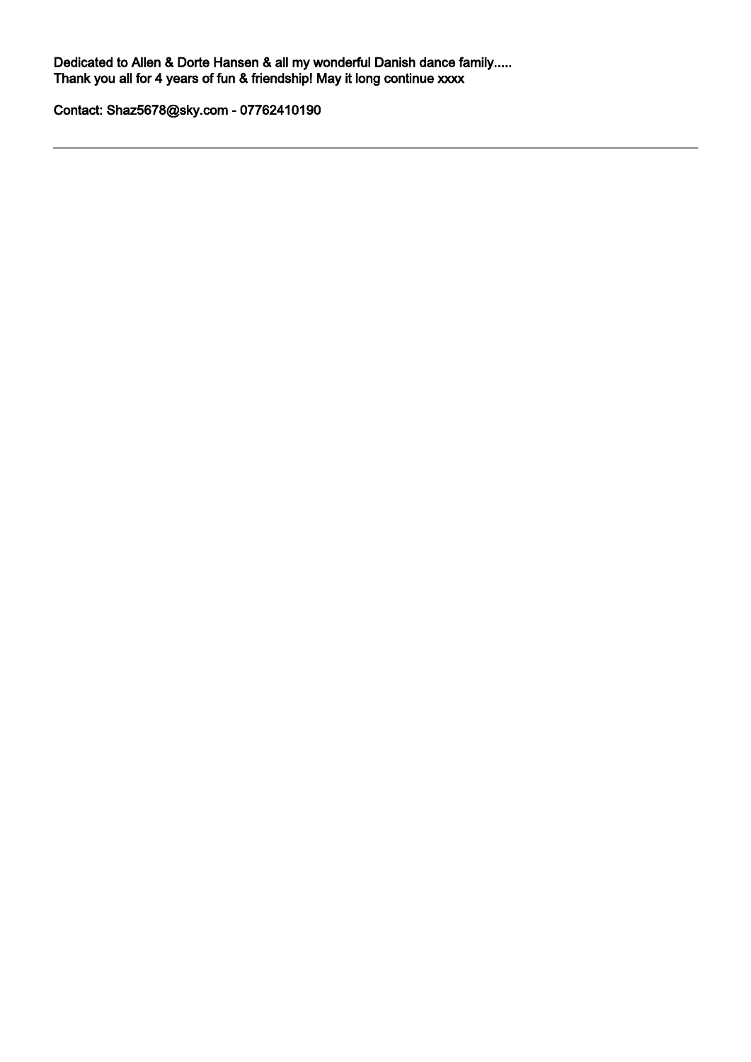Dedicated to Allen & Dorte Hansen & all my wonderful Danish dance family.....
Thank you all for 4 years of fun & friendship! May it long continue xxxx

Contact: Shaz5678@sky.com - 07762410190

---